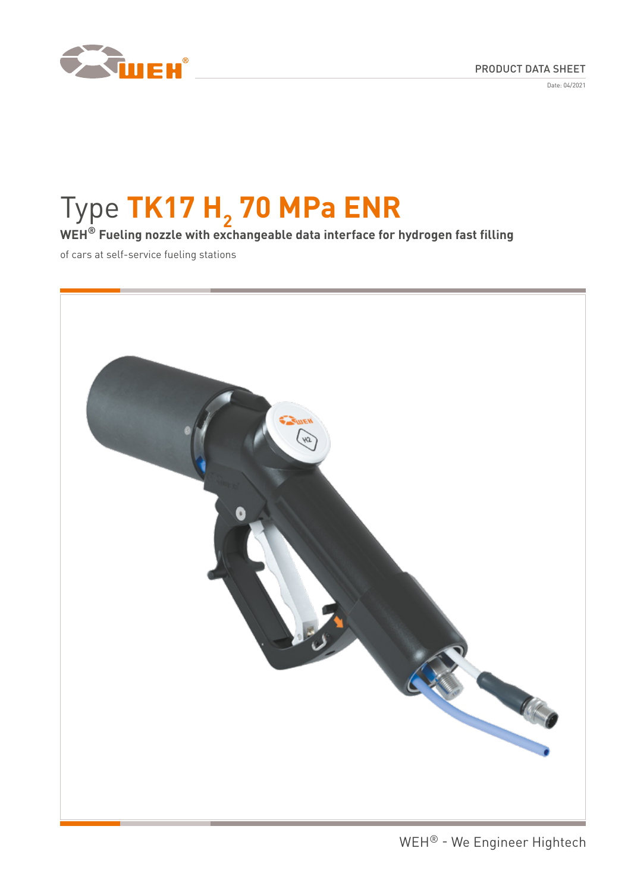PRODUCT DATA SHEET

Date: 04/2021

# Type **TK17 $H_2$ 70 MPa ENR**

**WEH® Fueling nozzle with exchangeable data interface for hydrogen fast filling**

of cars at self-service fueling stations

WEH® - We Engineer Hightech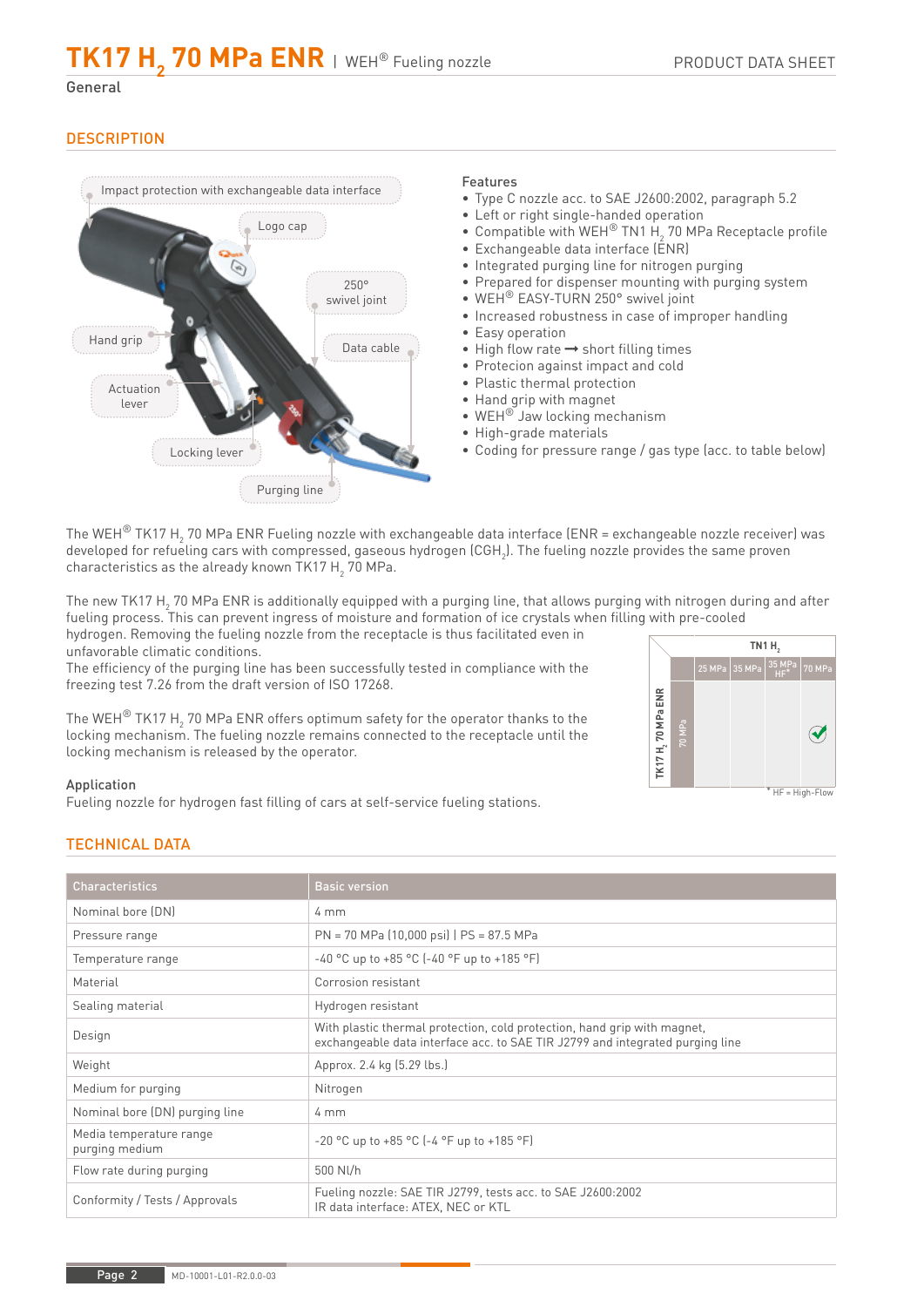# TK17 $H_2$ 70 MPa ENR | WEH® Fueling nozzle

PRODUCT DATA SHEET

General

## DESCRIPTION

Impact protection with exchangeable data interface

Logo cap

250° swivel joint

Hand grip

Data cable

Actuation lever

Locking lever

Purging line

**Features**

- Type C nozzle acc. to SAE J2600:2002, paragraph 5.2
- Left or right single-handed operation
- Compatible with WEH® TN1 $H_2$ 70 MPa Receptacle profile
- Exchangeable data interface (ENR)
- Integrated purging line for nitrogen purging
- Prepared for dispenser mounting with purging system
- WEH® EASY-TURN 250° swivel joint
- Increased robustness in case of improper handling
- Easy operation
- High flow rate ⟶ short filling times
- Protecion against impact and cold
- Plastic thermal protection
- Hand grip with magnet
- WEH® Jaw locking mechanism
- High-grade materials
- Coding for pressure range / gas type (acc. to table below)

The WEH® TK17 $H_2$ 70 MPa ENR Fueling nozzle with exchangeable data interface (ENR = exchangeable nozzle receiver) was developed for refueling cars with compressed, gaseous hydrogen ($CGH_2$). The fueling nozzle provides the same proven characteristics as the already known TK17 $H_2$ 70 MPa.

The new TK17 $H_2$ 70 MPa ENR is additionally equipped with a purging line, that allows purging with nitrogen during and after fueling process. This can prevent ingress of moisture and formation of ice crystals when filling with pre-cooled hydrogen. Removing the fueling nozzle from the receptacle is thus facilitated even in unfavorable climatic conditions.
The efficiency of the purging line has been successfully tested in compliance with the freezing test 7.26 from the draft version of ISO 17268.

The WEH® TK17 $H_2$ 70 MPa ENR offers optimum safety for the operator thanks to the locking mechanism. The fueling nozzle remains connected to the receptacle until the locking mechanism is released by the operator.

| | | TN1 $H_2$ | | | |
|---|---|---|---|---|---|
| | | 25 MPa | 35 MPa | 35 MPa HF* | 70 MPa |
| TK17 $H_2$ 70 MPa ENR | 70 MPa | | | | ✓ |

\* HF = High-Flow

**Application**

Fueling nozzle for hydrogen fast filling of cars at self-service fueling stations.

## TECHNICAL DATA

| Characteristics | Basic version |
|---|---|
| Nominal bore (DN) | 4 mm |
| Pressure range | PN = 70 MPa (10,000 psi) \| PS = 87.5 MPa |
| Temperature range | -40 °C up to +85 °C (-40 °F up to +185 °F) |
| Material | Corrosion resistant |
| Sealing material | Hydrogen resistant |
| Design | With plastic thermal protection, cold protection, hand grip with magnet, exchangeable data interface acc. to SAE TIR J2799 and integrated purging line |
| Weight | Approx. 2.4 kg (5.29 lbs.) |
| Medium for purging | Nitrogen |
| Nominal bore (DN) purging line | 4 mm |
| Media temperature range purging medium | -20 °C up to +85 °C (-4 °F up to +185 °F) |
| Flow rate during purging | 500 Nl/h |
| Conformity / Tests / Approvals | Fueling nozzle: SAE TIR J2799, tests acc. to SAE J2600:2002<br>IR data interface: ATEX, NEC or KTL |

MD-10001-L01-R2.0.0-03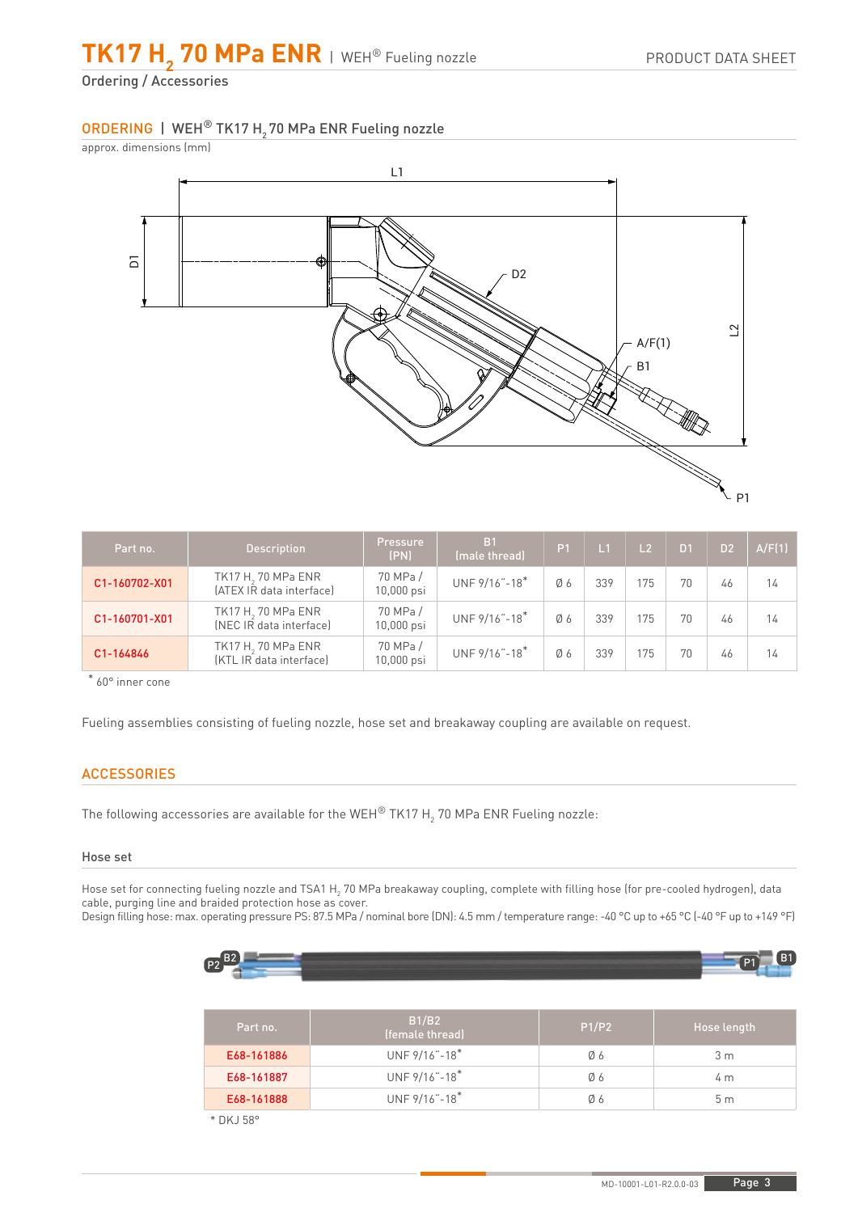# TK17 $H_2$ 70 MPa ENR | WEH® Fueling nozzle

Ordering / Accessories

## ORDERING | WEH® TK17 $H_2$ 70 MPa ENR Fueling nozzle

approx. dimensions (mm)

| Part no. | Description | Pressure (PN) | B1 (male thread) | P1 | L1 | L2 | D1 | D2 | A/F(1) |
|---|---|---|---|---|---|---|---|---|---|
| C1-160702-X01 | TK17 $H_2$ 70 MPa ENR (ATEX IR data interface) | 70 MPa / 10,000 psi | UNF 9/16"-18* | Ø 6 | 339 | 175 | 70 | 46 | 14 |
| C1-160701-X01 | TK17 $H_2$ 70 MPa ENR (NEC IR data interface) | 70 MPa / 10,000 psi | UNF 9/16"-18* | Ø 6 | 339 | 175 | 70 | 46 | 14 |
| C1-164846 | TK17 $H_2$ 70 MPa ENR (KTL IR data interface) | 70 MPa / 10,000 psi | UNF 9/16"-18* | Ø 6 | 339 | 175 | 70 | 46 | 14 |

* 60° inner cone

Fueling assemblies consisting of fueling nozzle, hose set and breakaway coupling are available on request.

## ACCESSORIES

The following accessories are available for the WEH® TK17 $H_2$ 70 MPa ENR Fueling nozzle:

### Hose set

Hose set for connecting fueling nozzle and TSA1 $H_2$ 70 MPa breakaway coupling, complete with filling hose (for pre-cooled hydrogen), data cable, purging line and braided protection hose as cover.
Design filling hose: max. operating pressure PS: 87.5 MPa / nominal bore (DN): 4.5 mm / temperature range: -40 °C up to +65 °C (-40 °F up to +149 °F)

| Part no. | B1/B2 (female thread) | P1/P2 | Hose length |
|---|---|---|---|
| E68-161886 | UNF 9/16"-18* | Ø 6 | 3 m |
| E68-161887 | UNF 9/16"-18* | Ø 6 | 4 m |
| E68-161888 | UNF 9/16"-18* | Ø 6 | 5 m |

* DKJ 58°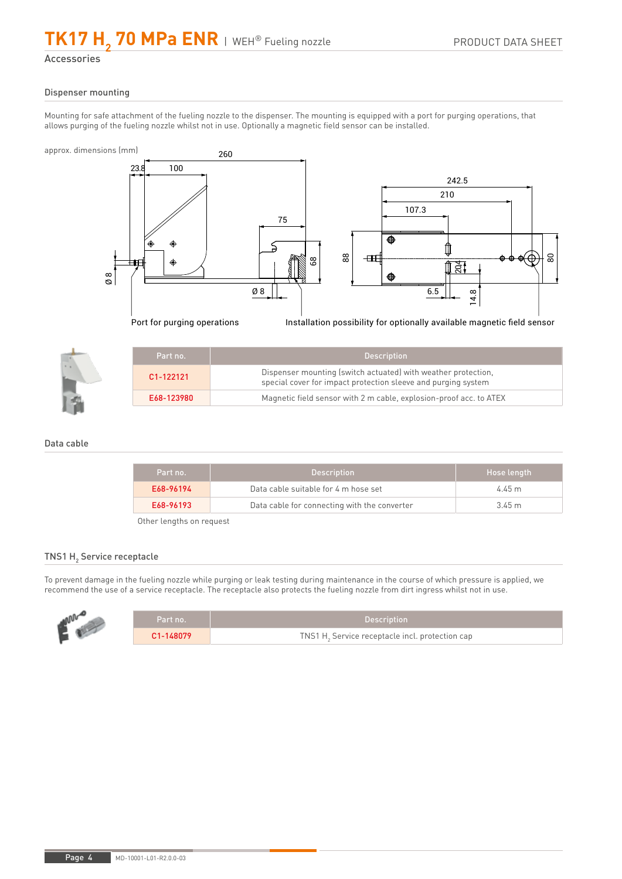## Accessories

### Dispenser mounting

Mounting for safe attachment of the fueling nozzle to the dispenser. The mounting is equipped with a port for purging operations, that allows purging of the fueling nozzle whilst not in use. Optionally a magnetic field sensor can be installed.

approx. dimensions (mm)

Port for purging operations

Installation possibility for optionally available magnetic field sensor

| Part no. | Description |
| --- | --- |
| C1-122121 | Dispenser mounting (switch actuated) with weather protection, special cover for impact protection sleeve and purging system |
| E68-123980 | Magnetic field sensor with 2 m cable, explosion-proof acc. to ATEX |

### Data cable

| Part no. | Description | Hose length |
| --- | --- | --- |
| E68-96194 | Data cable suitable for 4 m hose set | 4.45 m |
| E68-96193 | Data cable for connecting with the converter | 3.45 m |

Other lengths on request

### TNS1 $H_2$ Service receptacle

To prevent damage in the fueling nozzle while purging or leak testing during maintenance in the course of which pressure is applied, we recommend the use of a service receptacle. The receptacle also protects the fueling nozzle from dirt ingress whilst not in use.

| Part no. | Description |
| --- | --- |
| C1-148079 | TNS1 $H_2$ Service receptacle incl. protection cap |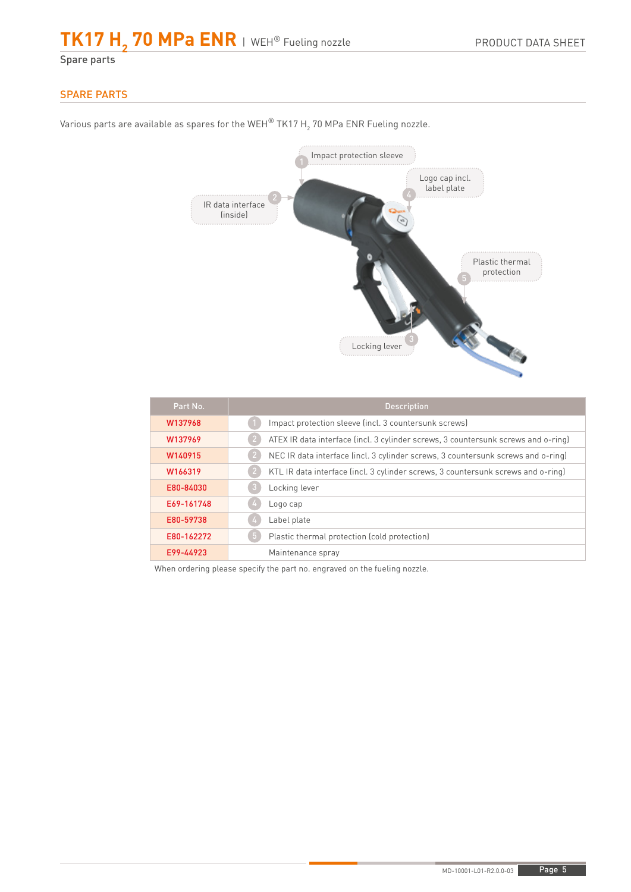## SPARE PARTS

Various parts are available as spares for the WEH® TK17 $H_2$ 70 MPa ENR Fueling nozzle.

| Part No. | Description |
|---|---|
| W137968 | 1 Impact protection sleeve (incl. 3 countersunk screws) |
| W137969 | 2 ATEX IR data interface (incl. 3 cylinder screws, 3 countersunk screws and o-ring) |
| W140915 | 2 NEC IR data interface (incl. 3 cylinder screws, 3 countersunk screws and o-ring) |
| W166319 | 2 KTL IR data interface (incl. 3 cylinder screws, 3 countersunk screws and o-ring) |
| E80-84030 | 3 Locking lever |
| E69-161748 | 4 Logo cap |
| E80-59738 | 4 Label plate |
| E80-162272 | 5 Plastic thermal protection (cold protection) |
| E99-44923 | Maintenance spray |

When ordering please specify the part no. engraved on the fueling nozzle.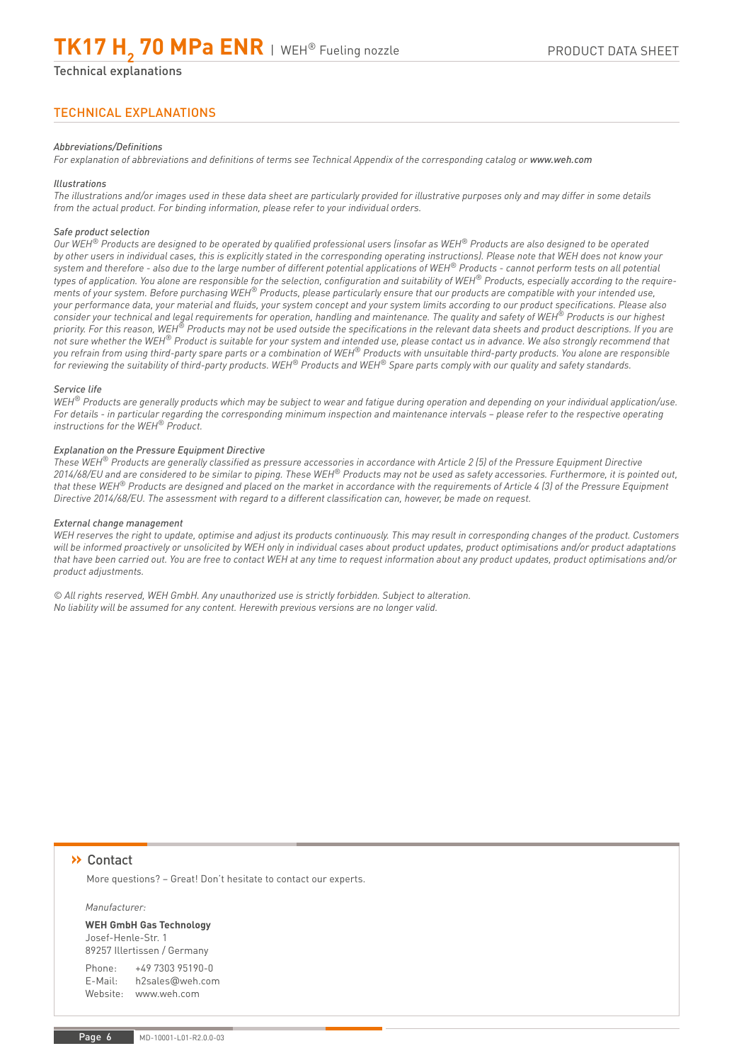## TECHNICAL EXPLANATIONS

*Abbreviations/Definitions*

*For explanation of abbreviations and definitions of terms see Technical Appendix of the corresponding catalog or www.weh.com*

*Illustrations*

*The illustrations and/or images used in these data sheet are particularly provided for illustrative purposes only and may differ in some details from the actual product. For binding information, please refer to your individual orders.*

*Safe product selection*

*Our WEH® Products are designed to be operated by qualified professional users (insofar as WEH® Products are also designed to be operated by other users in individual cases, this is explicitly stated in the corresponding operating instructions). Please note that WEH does not know your system and therefore - also due to the large number of different potential applications of WEH® Products - cannot perform tests on all potential types of application. You alone are responsible for the selection, configuration and suitability of WEH® Products, especially according to the requirements of your system. Before purchasing WEH® Products, please particularly ensure that our products are compatible with your intended use, your performance data, your material and fluids, your system concept and your system limits according to our product specifications. Please also consider your technical and legal requirements for operation, handling and maintenance. The quality and safety of WEH® Products is our highest priority. For this reason, WEH® Products may not be used outside the specifications in the relevant data sheets and product descriptions. If you are not sure whether the WEH® Product is suitable for your system and intended use, please contact us in advance. We also strongly recommend that you refrain from using third-party spare parts or a combination of WEH® Products with unsuitable third-party products. You alone are responsible for reviewing the suitability of third-party products. WEH® Products and WEH® Spare parts comply with our quality and safety standards.*

*Service life*

*WEH® Products are generally products which may be subject to wear and fatigue during operation and depending on your individual application/use. For details - in particular regarding the corresponding minimum inspection and maintenance intervals – please refer to the respective operating instructions for the WEH® Product.*

*Explanation on the Pressure Equipment Directive*

*These WEH® Products are generally classified as pressure accessories in accordance with Article 2 (5) of the Pressure Equipment Directive 2014/68/EU and are considered to be similar to piping. These WEH® Products may not be used as safety accessories. Furthermore, it is pointed out, that these WEH® Products are designed and placed on the market in accordance with the requirements of Article 4 (3) of the Pressure Equipment Directive 2014/68/EU. The assessment with regard to a different classification can, however, be made on request.*

*External change management*

*WEH reserves the right to update, optimise and adjust its products continuously. This may result in corresponding changes of the product. Customers will be informed proactively or unsolicited by WEH only in individual cases about product updates, product optimisations and/or product adaptations that have been carried out. You are free to contact WEH at any time to request information about any product updates, product optimisations and/or product adjustments.*

*© All rights reserved, WEH GmbH. Any unauthorized use is strictly forbidden. Subject to alteration.*
*No liability will be assumed for any content. Herewith previous versions are no longer valid.*

## Contact

More questions? – Great! Don't hesitate to contact our experts.

*Manufacturer:*

**WEH GmbH Gas Technology**
Josef-Henle-Str. 1
89257 Illertissen / Germany

Phone: +49 7303 95190-0
E-Mail: h2sales@weh.com
Website: www.weh.com